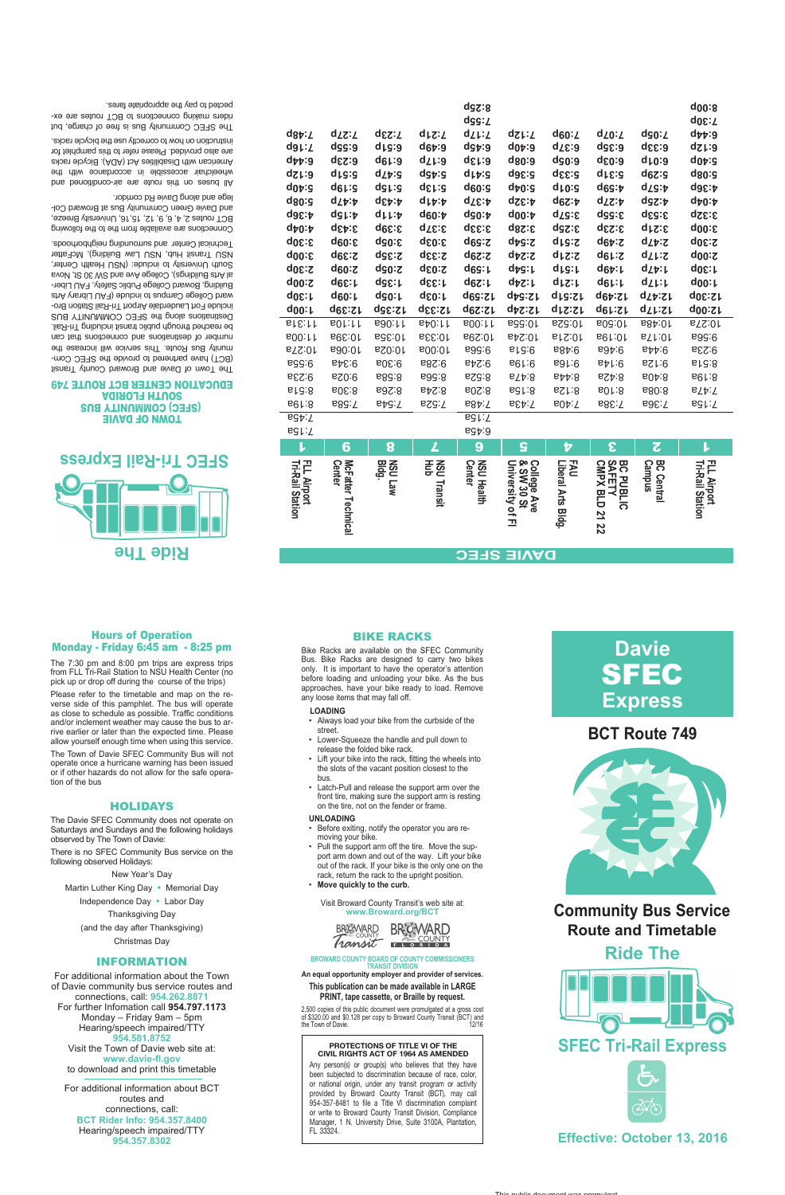# Ride The SFEC Tri-Rail Express

## TOWN OF DAVIE SOUTH FLORIDA EDUCATION CENTER (SFEC) COMMUNITY BUS BCT ROUTE 749

The Town of Davie and Broward County Transit (BCT) have partnered to provide the SFEC Community Bus Route. This service will increase the number of destinations and connections that can be reached through public transit including Tri-Rail.

Destinations along the SFEC COMMUNITY BUS include Fort Lauderdale Airport Tri-Rail Station Broward College Campus to include (FAU Library Arts Building, Broward College Public Safety, FAU Liberal Arts Buildings), College Ave and SW 30 St, Nova South University to include: (NSU Health Center, NSU Transit Hub, NSU Law Building), McFatter Technical Center and surrounding neighborhoods.

Connections are available from the to the following BCT routes 2, 4, 6, 9, 12, 15,16, University Breeze, and Davie Green Community Bus at Broward College and along Davie Rd corridor.

All buses on this route are air-conditioned and wheelchair accessible in accordance with the American with Disabilities Act (ADA). Bicycle racks are also provided. Please refer to this pamphlet for instruction on how to correctly use the bicycle racks.

The SFEC Community Bus is free of charge, but riders making connections to BCT routes are expected to pay the appropriate fares.

## DAVIE SFEC

| 1 FLL Airport Tri-Rail Station | 2 BC Central Campus | 3 BC PUBLIC SAFETY CMPX BLD 21 22 | 4 FAU Liberal Arts Bldg. | 5 College Ave & SW 30 St University of Fl | 6 NSU Health Center | 7 NSU Transit Hub | 8 NSU Law Bldg. | 9 McFatter Technical Center | 1 FLL Airport Tri-Rail Station |
|---|---|---|---|---|---|---|---|---|---|
| | | | | | 6:45a | | | | 7:13a |
| | | | | | 7:15a | | | | 7:45a |
| 7:15a | 7:36a | 7:38a | 7:40a | 7:43a | 7:48a | 7:52a | 7:54a | 7:58a | 8:19a |
| 7:47a | 8:08a | 8:10a | 8:12a | 8:15a | 8:20a | 8:24a | 8:26a | 8:30a | 8:51a |
| 8:19a | 8:40a | 8:42a | 8:44a | 8:47a | 8:52a | 8:56a | 8:58a | 9:02a | 9:23a |
| 8:51a | 9:12a | 9:14a | 9:16a | 9:19a | 9:24a | 9:28a | 9:30a | 9:34a | 9:56a |
| 9:23a | 9:44a | 9:46a | 9:48a | 9:51a | 9:56a | 10:00a | 10:02a | 10:06a | 10:28a |
| 9:56a | 10:17a | 10:19a | 10:21a | 10:24a | 10:29a | 10:33a | 10:35a | 10:39a | 11:00a |
| 10:27a | 10:48a | 10:50a | 10:52a | 10:55a | 11:00a | 11:04a | 11:06a | 11:10a | 11:31a |
| 12:00p | 12:17p | 12:19p | 12:21p | 12:24p | 12:29p | 12:33p | 12:35p | 12:39p | 1:00p |
| 12:30p | 12:47p | 12:49p | 12:51p | 12:54p | 12:59p | 1:03p | 1:05p | 1:09p | 1:30p |
| 1:00p | 1:17p | 1:19p | 1:21p | 1:24p | 1:29p | 1:33p | 1:35p | 1:39p | 2:00p |
| 1:30p | 1:47p | 1:49p | 1:51p | 1:54p | 1:59p | 2:03p | 2:05p | 2:09p | 2:30p |
| 2:00p | 2:17p | 2:19p | 2:21p | 2:24p | 2:29p | 2:33p | 2:35p | 2:39p | 3:00p |
| 2:30p | 2:47p | 2:49p | 2:51p | 2:54p | 2:59p | 3:03p | 3:05p | 3:09p | 3:30p |
| 3:00p | 3:21p | 3:23p | 3:25p | 3:28p | 3:33p | 3:37p | 3:39p | 3:43p | 4:04p |
| 3:32p | 3:53p | 3:55p | 3:57p | 4:00p | 4:05p | 4:09p | 4:11p | 4:15p | 4:36p |
| 4:04p | 4:25p | 4:27p | 4:29p | 4:32p | 4:37p | 4:41p | 4:43p | 4:47p | 5:08p |
| 4:36p | 4:57p | 4:59p | 5:01p | 5:04p | 5:09p | 5:13p | 5:15p | 5:19p | 5:40p |
| 5:08p | 5:29p | 5:31p | 5:33p | 5:36p | 5:41p | 5:45p | 5:47p | 5:51p | 6:12p |
| 5:45p | 6:01p | 6:03p | 6:05p | 6:08p | 6:13p | 6:17p | 6:19p | 6:23p | 6:44p |
| 6:17p | 6:33p | 6:35p | 6:37p | 6:40p | 6:45p | 6:49p | 6:51p | 6:55p | 7:16p |
| 6:49p | 7:05p | 7:07p | 7:09p | 7:12p | 7:17p | 7:21p | 7:23p | 7:27p | 7:48p |
| 7:30p | | | | | 7:55p | | | | |
| 8:00p | | | | | 8:25p | | | | |

## Hours of Operation
## Monday - Friday 6:45 am - 8:25 pm

The 7:30 pm and 8:00 pm trips are express trips from FLL Tri-Rail Station to NSU Health Center (no pick up or drop off during the course of the trips)

Please refer to the timetable and map on the reverse side of this pamphlet. The bus will operate as close to schedule as possible. Traffic conditions and/or inclement weather may cause the bus to arrive earlier or later than the expected time. Please allow yourself enough time when using this service.

The Town of Davie SFEC Community Bus will not operate once a hurricane warning has been issued or if other hazards do not allow for the safe operation of the bus

## HOLIDAYS

The Davie SFEC Community does not operate on Saturdays and Sundays and the following holidays observed by The Town of Davie:

There is no SFEC Community Bus service on the following observed Holidays:

New Year's Day
Martin Luther King Day • Memorial Day
Independence Day • Labor Day
Thanksgiving Day
(and the day after Thanksgiving)
Christmas Day

## INFORMATION

For additional information about the Town of Davie community bus service routes and connections, call: **954.262.8871**

For further Infomation call **954.797.1173**
Monday – Friday 9am – 5pm
Hearing/speech impaired/TTY
**954.581.8752**

Visit the Town of Davie web site at:
**www.davie-fl.gov**
to download and print this timetable

For additional information about BCT routes and connections, call:
**BCT Rider Info: 954.357.8400**
Hearing/speech impaired/TTY
**954.357.8302**

## BIKE RACKS

Bike Racks are available on the SFEC Community Bus. Bike Racks are designed to carry two bikes only. It is important to have the operator's attention before loading and unloading your bike. As the bus approaches, have your bike ready to load. Remove any loose items that may fall off.

**LOADING**

- Always load your bike from the curbside of the street.
- Lower-Squeeze the handle and pull down to release the folded bike rack.
- Lift your bike into the rack, fitting the wheels into the slots of the vacant position closest to the bus.
- Latch-Pull and release the support arm over the front tire, making sure the support arm is resting on the tire, not on the fender or frame.

**UNLOADING**

- Before exiting, notify the operator you are removing your bike.
- Pull the support arm off the tire. Move the support arm down and out of the way. Lift your bike out of the rack. If your bike is the only one on the rack, return the rack to the upright position.
- **Move quickly to the curb.**

Visit Broward County Transit's web site at:
**www.Broward.org/BCT**

Broward Transit · BROWARD COUNTY FLORIDA

**BROWARD COUNTY BOARD OF COUNTY COMMISSIONERS TRANSIT DIVISION**

**An equal opportunity employer and provider of services.**

**This publication can be made available in LARGE PRINT, tape cassette, or Braille by request.**

2,500 copies of this public document were promulgated at a gross cost of $320.00 and $0.128 per copy to Broward County Transit (BCT) and the Town of Davie. 12/16

**PROTECTIONS OF TITLE VI OF THE CIVIL RIGHTS ACT OF 1964 AS AMENDED**

Any person(s) or group(s) who believes that they have been subjected to discrimination because of race, color, or national origin, under any transit program or activity provided by Broward County Transit (BCT), may call 954-357-8481 to file a Title VI discrimination complaint or write to Broward County Transit Division, Compliance Manager, 1 N. University Drive, Suite 3100A, Plantation, FL 33324.

# Davie SFEC Express

## BCT Route 749

## Community Bus Service Route and Timetable

## Ride The SFEC Tri-Rail Express

**Effective: October 13, 2016**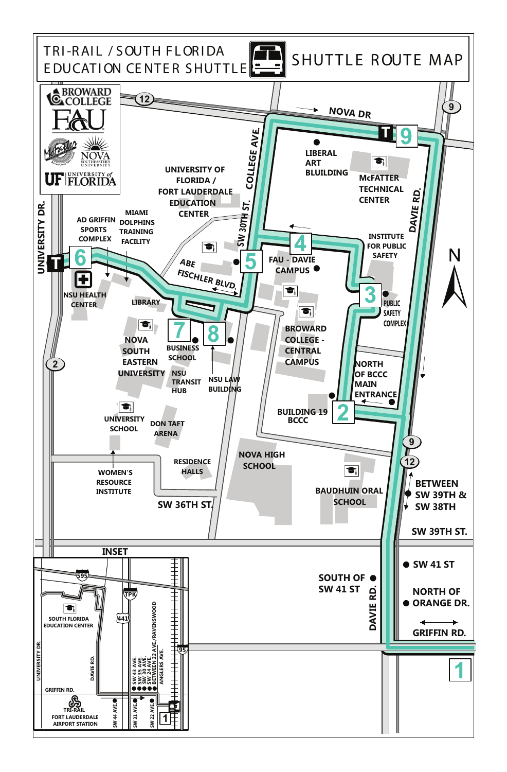# TRI-RAIL / SOUTH FLORIDA EDUCATION CENTER SHUTTLE — SHUTTLE ROUTE MAP

BROWARD COLLEGE
FAU
McFatter
NOVA SOUTHEASTERN UNIVERSITY
UF UNIVERSITY of FLORIDA

12
NOVA DR
9
T 9
LIBERAL ART BLUILDING
McFATTER TECHNICAL CENTER
DAVIE RD.
COLLEGE AVE.
UNIVERSITY OF FLORIDA / FORT LAUDERDALE EDUCATION CENTER
SW 30TH ST.
UNIVERSITY DR.
MIAMI DOLPHINS TRAINING FACILITY
AD GRIFFIN SPORTS COMPLEX
4
INSTITUTE FOR PUBLIC SAFETY
N
T 6
ABE FISCHLER BLVD.
5
FAU - DAVIE CAMPUS
3
PUBLIC SAFETY COMPLEX
NSU HEALTH CENTER
LIBRARY
7
8
BROWARD COLLEGE - CENTRAL CAMPUS
NOVA SOUTH EASTERN UNIVERSITY
BUSINESS SCHOOL
NSU TRANSIT HUB
NSU LAW BUILDING
NORTH OF BCCC MAIN ENTRANCE
2
BUILDING 19 BCCC
2
UNIVERSITY SCHOOL
DON TAFT ARENA
9
12
NOVA HIGH SCHOOL
RESIDENCE HALLS
WOMEN'S RESOURCE INSTITUTE
BAUDHUIN ORAL SCHOOL
BETWEEN SW 39TH & SW 38TH
SW 36TH ST.
SW 39TH ST.
INSET
SW 41 ST
SOUTH OF SW 41 ST
NORTH OF ORANGE DR.
DAVIE RD.
GRIFFIN RD.
1

595
TPK
441
SOUTH FLORIDA EDUCATION CENTER
UNIVERSITY DR.
DAVIE RD.
SW 43 AVE.
SW 35 AVE.
SW 30 AVE.
SW 24 AVE.
BETWEEN 22 AVE./RAVENSWOOD
ANGLERS AVE.
95
GRIFFIN RD.
TRI-RAIL FORT LAUDERDALE AIRPORT STATION
SW 44 AVE.
SW 31 AVE.
SW 22 AVE.
1